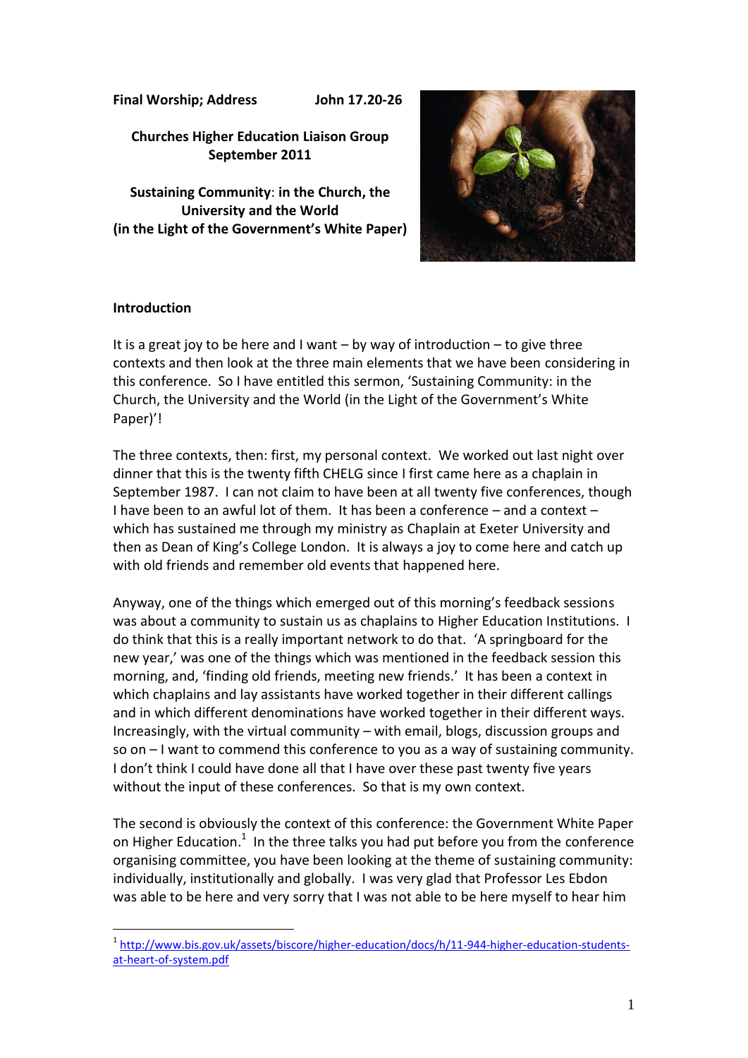**Final Worship; Address** **John 17.20-26**

**Churches Higher Education Liaison Group**
**September 2011**

**Sustaining Community: in the Church, the University and the World (in the Light of the Government's White Paper)**

## Introduction

It is a great joy to be here and I want – by way of introduction – to give three contexts and then look at the three main elements that we have been considering in this conference. So I have entitled this sermon, 'Sustaining Community: in the Church, the University and the World (in the Light of the Government's White Paper)'!

The three contexts, then: first, my personal context. We worked out last night over dinner that this is the twenty fifth CHELG since I first came here as a chaplain in September 1987. I can not claim to have been at all twenty five conferences, though I have been to an awful lot of them. It has been a conference – and a context – which has sustained me through my ministry as Chaplain at Exeter University and then as Dean of King's College London. It is always a joy to come here and catch up with old friends and remember old events that happened here.

Anyway, one of the things which emerged out of this morning's feedback sessions was about a community to sustain us as chaplains to Higher Education Institutions. I do think that this is a really important network to do that. 'A springboard for the new year,' was one of the things which was mentioned in the feedback session this morning, and, 'finding old friends, meeting new friends.' It has been a context in which chaplains and lay assistants have worked together in their different callings and in which different denominations have worked together in their different ways. Increasingly, with the virtual community – with email, blogs, discussion groups and so on – I want to commend this conference to you as a way of sustaining community. I don't think I could have done all that I have over these past twenty five years without the input of these conferences. So that is my own context.

The second is obviously the context of this conference: the Government White Paper on Higher Education.[1] In the three talks you had put before you from the conference organising committee, you have been looking at the theme of sustaining community: individually, institutionally and globally. I was very glad that Professor Les Ebdon was able to be here and very sorry that I was not able to be here myself to hear him

---

[1] http://www.bis.gov.uk/assets/biscore/higher-education/docs/h/11-944-higher-education-students-at-heart-of-system.pdf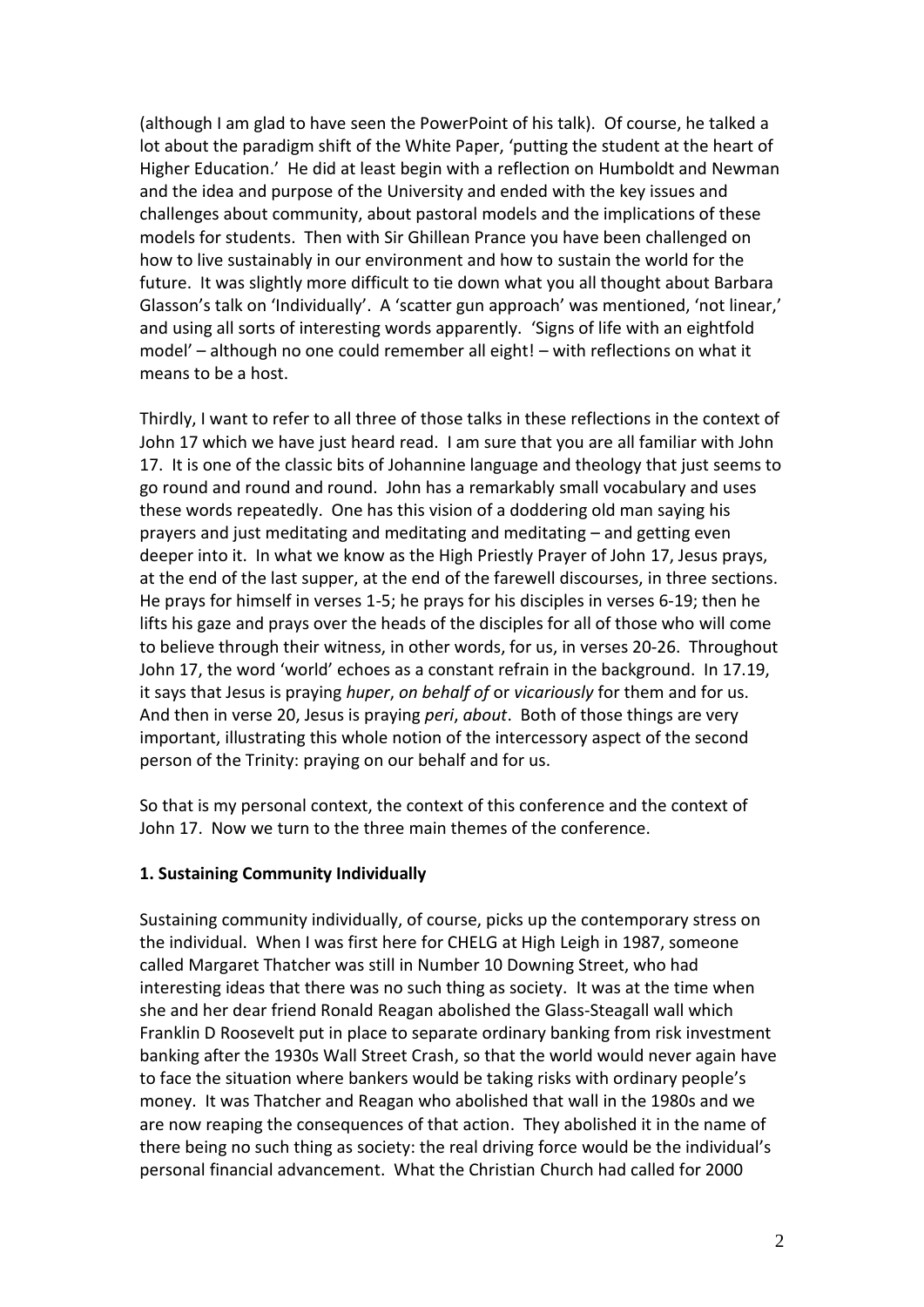(although I am glad to have seen the PowerPoint of his talk). Of course, he talked a lot about the paradigm shift of the White Paper, 'putting the student at the heart of Higher Education.' He did at least begin with a reflection on Humboldt and Newman and the idea and purpose of the University and ended with the key issues and challenges about community, about pastoral models and the implications of these models for students. Then with Sir Ghillean Prance you have been challenged on how to live sustainably in our environment and how to sustain the world for the future. It was slightly more difficult to tie down what you all thought about Barbara Glasson's talk on 'Individually'. A 'scatter gun approach' was mentioned, 'not linear,' and using all sorts of interesting words apparently. 'Signs of life with an eightfold model' – although no one could remember all eight! – with reflections on what it means to be a host.

Thirdly, I want to refer to all three of those talks in these reflections in the context of John 17 which we have just heard read. I am sure that you are all familiar with John 17. It is one of the classic bits of Johannine language and theology that just seems to go round and round and round. John has a remarkably small vocabulary and uses these words repeatedly. One has this vision of a doddering old man saying his prayers and just meditating and meditating and meditating – and getting even deeper into it. In what we know as the High Priestly Prayer of John 17, Jesus prays, at the end of the last supper, at the end of the farewell discourses, in three sections. He prays for himself in verses 1-5; he prays for his disciples in verses 6-19; then he lifts his gaze and prays over the heads of the disciples for all of those who will come to believe through their witness, in other words, for us, in verses 20-26. Throughout John 17, the word 'world' echoes as a constant refrain in the background. In 17.19, it says that Jesus is praying *huper*, *on behalf of* or *vicariously* for them and for us. And then in verse 20, Jesus is praying *peri*, *about*. Both of those things are very important, illustrating this whole notion of the intercessory aspect of the second person of the Trinity: praying on our behalf and for us.

So that is my personal context, the context of this conference and the context of John 17. Now we turn to the three main themes of the conference.

**1. Sustaining Community Individually**

Sustaining community individually, of course, picks up the contemporary stress on the individual. When I was first here for CHELG at High Leigh in 1987, someone called Margaret Thatcher was still in Number 10 Downing Street, who had interesting ideas that there was no such thing as society. It was at the time when she and her dear friend Ronald Reagan abolished the Glass-Steagall wall which Franklin D Roosevelt put in place to separate ordinary banking from risk investment banking after the 1930s Wall Street Crash, so that the world would never again have to face the situation where bankers would be taking risks with ordinary people's money. It was Thatcher and Reagan who abolished that wall in the 1980s and we are now reaping the consequences of that action. They abolished it in the name of there being no such thing as society: the real driving force would be the individual's personal financial advancement. What the Christian Church had called for 2000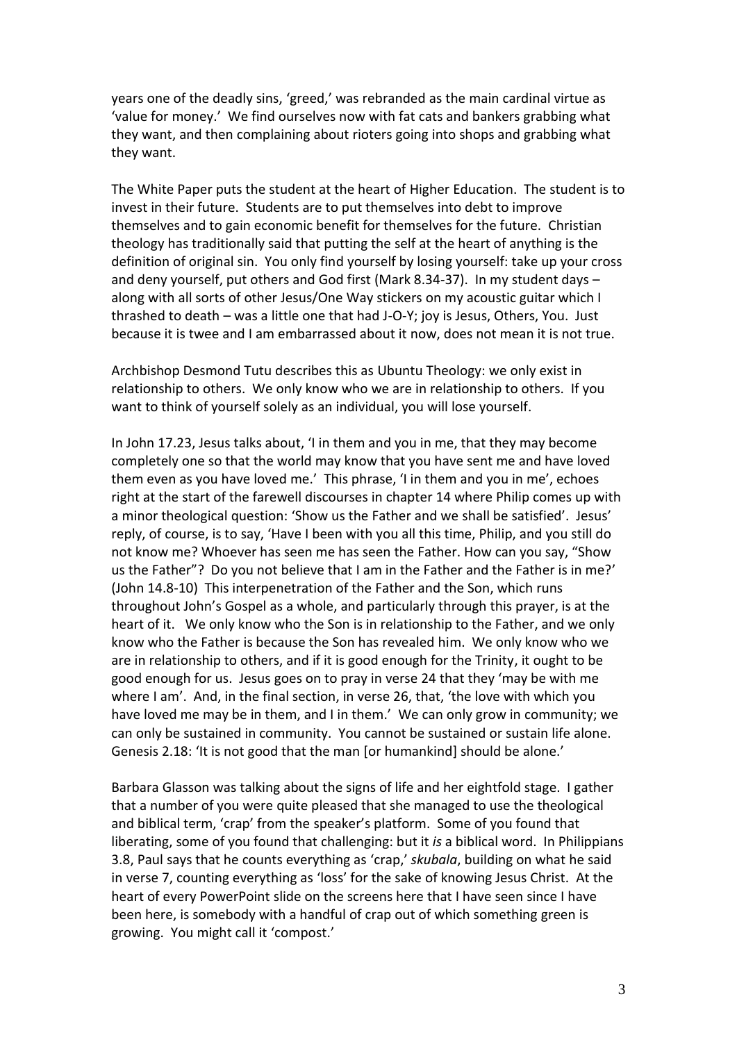years one of the deadly sins, 'greed,' was rebranded as the main cardinal virtue as 'value for money.' We find ourselves now with fat cats and bankers grabbing what they want, and then complaining about rioters going into shops and grabbing what they want.

The White Paper puts the student at the heart of Higher Education. The student is to invest in their future. Students are to put themselves into debt to improve themselves and to gain economic benefit for themselves for the future. Christian theology has traditionally said that putting the self at the heart of anything is the definition of original sin. You only find yourself by losing yourself: take up your cross and deny yourself, put others and God first (Mark 8.34-37). In my student days – along with all sorts of other Jesus/One Way stickers on my acoustic guitar which I thrashed to death – was a little one that had J-O-Y; joy is Jesus, Others, You. Just because it is twee and I am embarrassed about it now, does not mean it is not true.

Archbishop Desmond Tutu describes this as Ubuntu Theology: we only exist in relationship to others. We only know who we are in relationship to others. If you want to think of yourself solely as an individual, you will lose yourself.

In John 17.23, Jesus talks about, 'I in them and you in me, that they may become completely one so that the world may know that you have sent me and have loved them even as you have loved me.' This phrase, 'I in them and you in me', echoes right at the start of the farewell discourses in chapter 14 where Philip comes up with a minor theological question: 'Show us the Father and we shall be satisfied'. Jesus' reply, of course, is to say, 'Have I been with you all this time, Philip, and you still do not know me? Whoever has seen me has seen the Father. How can you say, "Show us the Father"? Do you not believe that I am in the Father and the Father is in me?' (John 14.8-10) This interpenetration of the Father and the Son, which runs throughout John's Gospel as a whole, and particularly through this prayer, is at the heart of it. We only know who the Son is in relationship to the Father, and we only know who the Father is because the Son has revealed him. We only know who we are in relationship to others, and if it is good enough for the Trinity, it ought to be good enough for us. Jesus goes on to pray in verse 24 that they 'may be with me where I am'. And, in the final section, in verse 26, that, 'the love with which you have loved me may be in them, and I in them.' We can only grow in community; we can only be sustained in community. You cannot be sustained or sustain life alone. Genesis 2.18: 'It is not good that the man [or humankind] should be alone.'

Barbara Glasson was talking about the signs of life and her eightfold stage. I gather that a number of you were quite pleased that she managed to use the theological and biblical term, 'crap' from the speaker's platform. Some of you found that liberating, some of you found that challenging: but it *is* a biblical word. In Philippians 3.8, Paul says that he counts everything as 'crap,' *skubala*, building on what he said in verse 7, counting everything as 'loss' for the sake of knowing Jesus Christ. At the heart of every PowerPoint slide on the screens here that I have seen since I have been here, is somebody with a handful of crap out of which something green is growing. You might call it 'compost.'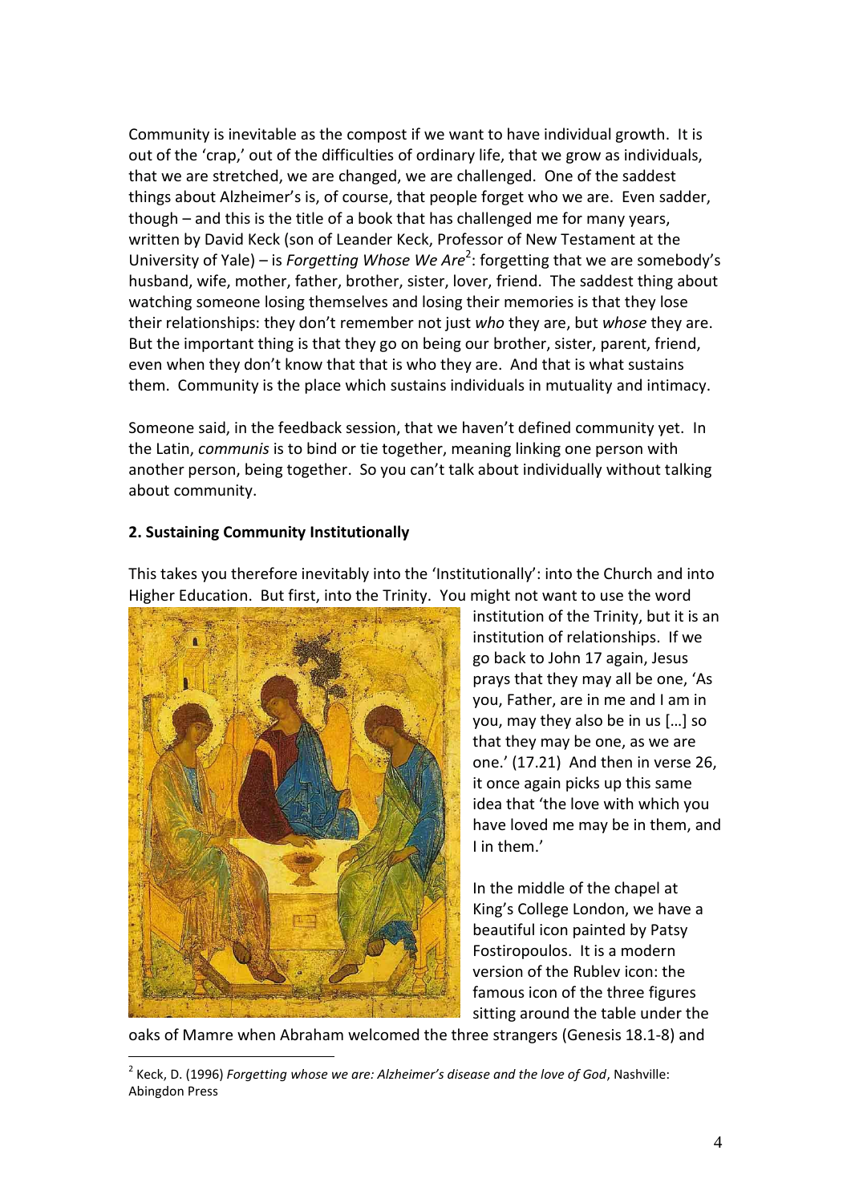Community is inevitable as the compost if we want to have individual growth. It is out of the 'crap,' out of the difficulties of ordinary life, that we grow as individuals, that we are stretched, we are changed, we are challenged. One of the saddest things about Alzheimer's is, of course, that people forget who we are. Even sadder, though – and this is the title of a book that has challenged me for many years, written by David Keck (son of Leander Keck, Professor of New Testament at the University of Yale) – is *Forgetting Whose We Are*[2]: forgetting that we are somebody's husband, wife, mother, father, brother, sister, lover, friend. The saddest thing about watching someone losing themselves and losing their memories is that they lose their relationships: they don't remember not just *who* they are, but *whose* they are. But the important thing is that they go on being our brother, sister, parent, friend, even when they don't know that that is who they are. And that is what sustains them. Community is the place which sustains individuals in mutuality and intimacy.

Someone said, in the feedback session, that we haven't defined community yet. In the Latin, *communis* is to bind or tie together, meaning linking one person with another person, being together. So you can't talk about individually without talking about community.

## 2. Sustaining Community Institutionally

This takes you therefore inevitably into the 'Institutionally': into the Church and into Higher Education. But first, into the Trinity. You might not want to use the word institution of the Trinity, but it is an institution of relationships. If we go back to John 17 again, Jesus prays that they may all be one, 'As you, Father, are in me and I am in you, may they also be in us […] so that they may be one, as we are one.' (17.21) And then in verse 26, it once again picks up this same idea that 'the love with which you have loved me may be in them, and I in them.'

In the middle of the chapel at King's College London, we have a beautiful icon painted by Patsy Fostiropoulos. It is a modern version of the Rublev icon: the famous icon of the three figures sitting around the table under the oaks of Mamre when Abraham welcomed the three strangers (Genesis 18.1-8) and

---

[2] Keck, D. (1996) *Forgetting whose we are: Alzheimer's disease and the love of God*, Nashville: Abingdon Press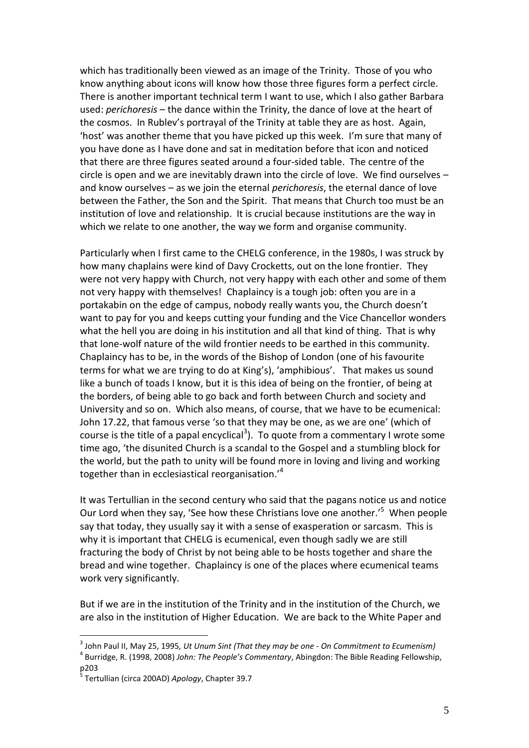which has traditionally been viewed as an image of the Trinity. Those of you who know anything about icons will know how those three figures form a perfect circle. There is another important technical term I want to use, which I also gather Barbara used: *perichoresis* – the dance within the Trinity, the dance of love at the heart of the cosmos. In Rublev's portrayal of the Trinity at table they are as host. Again, 'host' was another theme that you have picked up this week. I'm sure that many of you have done as I have done and sat in meditation before that icon and noticed that there are three figures seated around a four-sided table. The centre of the circle is open and we are inevitably drawn into the circle of love. We find ourselves – and know ourselves – as we join the eternal *perichoresis*, the eternal dance of love between the Father, the Son and the Spirit. That means that Church too must be an institution of love and relationship. It is crucial because institutions are the way in which we relate to one another, the way we form and organise community.

Particularly when I first came to the CHELG conference, in the 1980s, I was struck by how many chaplains were kind of Davy Crocketts, out on the lone frontier. They were not very happy with Church, not very happy with each other and some of them not very happy with themselves! Chaplaincy is a tough job: often you are in a portakabin on the edge of campus, nobody really wants you, the Church doesn't want to pay for you and keeps cutting your funding and the Vice Chancellor wonders what the hell you are doing in his institution and all that kind of thing. That is why that lone-wolf nature of the wild frontier needs to be earthed in this community. Chaplaincy has to be, in the words of the Bishop of London (one of his favourite terms for what we are trying to do at King's), 'amphibious'. That makes us sound like a bunch of toads I know, but it is this idea of being on the frontier, of being at the borders, of being able to go back and forth between Church and society and University and so on. Which also means, of course, that we have to be ecumenical: John 17.22, that famous verse 'so that they may be one, as we are one' (which of course is the title of a papal encyclical[3]). To quote from a commentary I wrote some time ago, 'the disunited Church is a scandal to the Gospel and a stumbling block for the world, but the path to unity will be found more in loving and living and working together than in ecclesiastical reorganisation.'[4]

It was Tertullian in the second century who said that the pagans notice us and notice Our Lord when they say, 'See how these Christians love one another.'[5] When people say that today, they usually say it with a sense of exasperation or sarcasm. This is why it is important that CHELG is ecumenical, even though sadly we are still fracturing the body of Christ by not being able to be hosts together and share the bread and wine together. Chaplaincy is one of the places where ecumenical teams work very significantly.

But if we are in the institution of the Trinity and in the institution of the Church, we are also in the institution of Higher Education. We are back to the White Paper and

---

[3] John Paul II, May 25, 1995, *Ut Unum Sint (That they may be one - On Commitment to Ecumenism)*

[4] Burridge, R. (1998, 2008) *John: The People's Commentary*, Abingdon: The Bible Reading Fellowship, p203

[5] Tertullian (circa 200AD) *Apology*, Chapter 39.7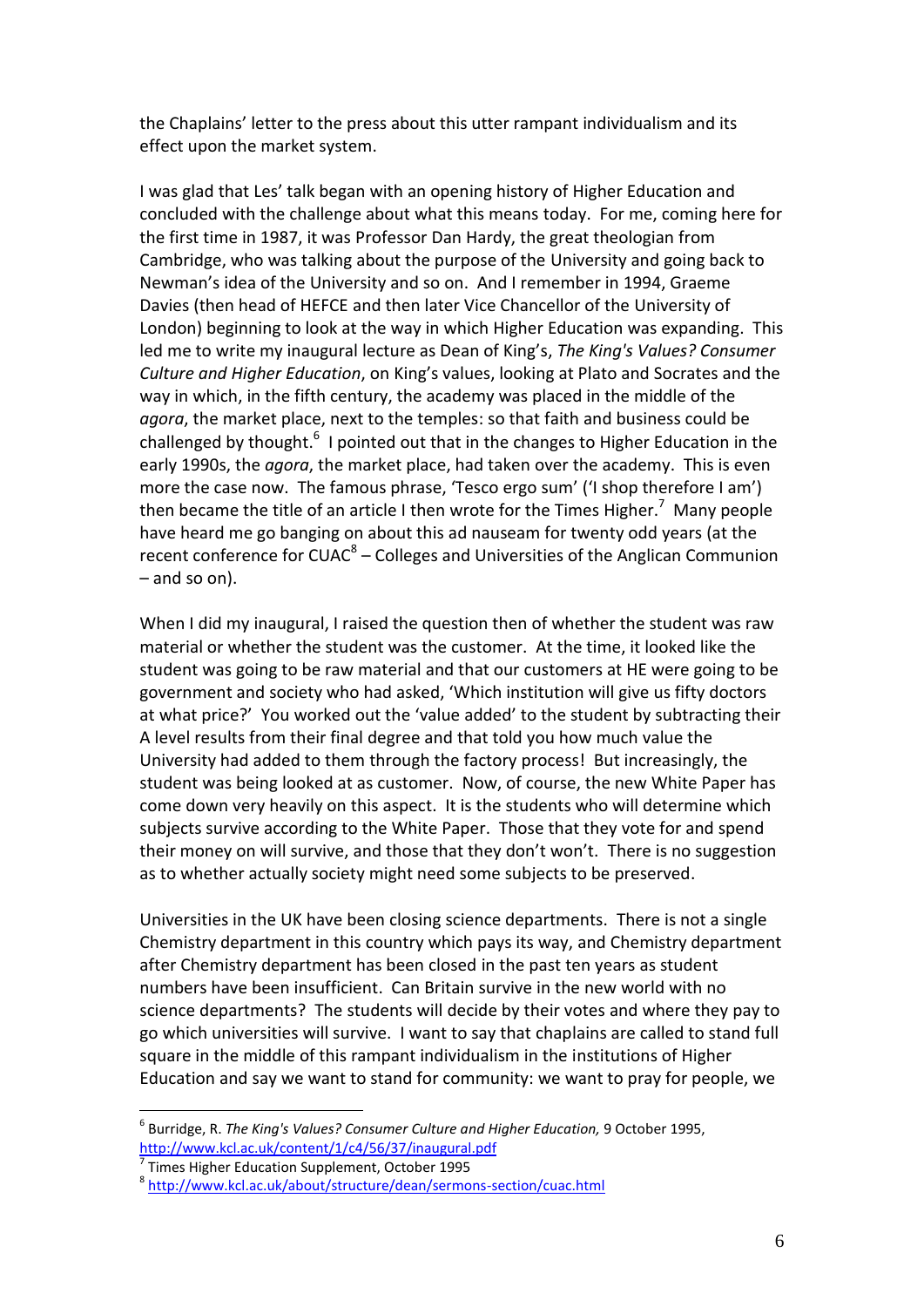the Chaplains' letter to the press about this utter rampant individualism and its effect upon the market system.

I was glad that Les' talk began with an opening history of Higher Education and concluded with the challenge about what this means today. For me, coming here for the first time in 1987, it was Professor Dan Hardy, the great theologian from Cambridge, who was talking about the purpose of the University and going back to Newman's idea of the University and so on. And I remember in 1994, Graeme Davies (then head of HEFCE and then later Vice Chancellor of the University of London) beginning to look at the way in which Higher Education was expanding. This led me to write my inaugural lecture as Dean of King's, *The King's Values? Consumer Culture and Higher Education*, on King's values, looking at Plato and Socrates and the way in which, in the fifth century, the academy was placed in the middle of the *agora*, the market place, next to the temples: so that faith and business could be challenged by thought.[6] I pointed out that in the changes to Higher Education in the early 1990s, the *agora*, the market place, had taken over the academy. This is even more the case now. The famous phrase, 'Tesco ergo sum' ('I shop therefore I am') then became the title of an article I then wrote for the Times Higher.[7] Many people have heard me go banging on about this ad nauseam for twenty odd years (at the recent conference for CUAC[8] – Colleges and Universities of the Anglican Communion – and so on).

When I did my inaugural, I raised the question then of whether the student was raw material or whether the student was the customer. At the time, it looked like the student was going to be raw material and that our customers at HE were going to be government and society who had asked, 'Which institution will give us fifty doctors at what price?' You worked out the 'value added' to the student by subtracting their A level results from their final degree and that told you how much value the University had added to them through the factory process! But increasingly, the student was being looked at as customer. Now, of course, the new White Paper has come down very heavily on this aspect. It is the students who will determine which subjects survive according to the White Paper. Those that they vote for and spend their money on will survive, and those that they don't won't. There is no suggestion as to whether actually society might need some subjects to be preserved.

Universities in the UK have been closing science departments. There is not a single Chemistry department in this country which pays its way, and Chemistry department after Chemistry department has been closed in the past ten years as student numbers have been insufficient. Can Britain survive in the new world with no science departments? The students will decide by their votes and where they pay to go which universities will survive. I want to say that chaplains are called to stand full square in the middle of this rampant individualism in the institutions of Higher Education and say we want to stand for community: we want to pray for people, we

---

[6] Burridge, R. *The King's Values? Consumer Culture and Higher Education,* 9 October 1995, http://www.kcl.ac.uk/content/1/c4/56/37/inaugural.pdf

[7] Times Higher Education Supplement, October 1995

[8] http://www.kcl.ac.uk/about/structure/dean/sermons-section/cuac.html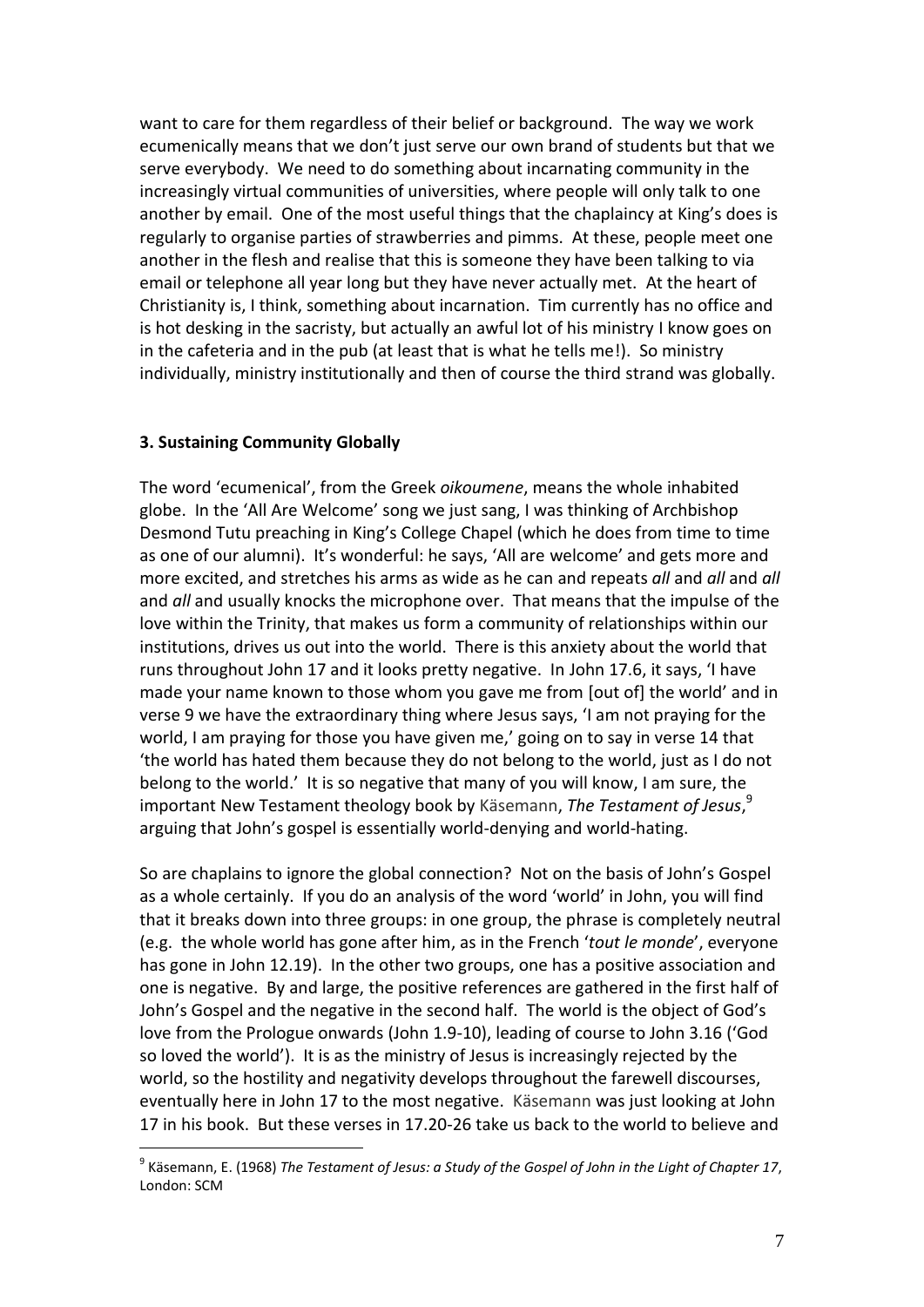want to care for them regardless of their belief or background. The way we work ecumenically means that we don't just serve our own brand of students but that we serve everybody. We need to do something about incarnating community in the increasingly virtual communities of universities, where people will only talk to one another by email. One of the most useful things that the chaplaincy at King's does is regularly to organise parties of strawberries and pimms. At these, people meet one another in the flesh and realise that this is someone they have been talking to via email or telephone all year long but they have never actually met. At the heart of Christianity is, I think, something about incarnation. Tim currently has no office and is hot desking in the sacristy, but actually an awful lot of his ministry I know goes on in the cafeteria and in the pub (at least that is what he tells me!). So ministry individually, ministry institutionally and then of course the third strand was globally.

**3. Sustaining Community Globally**

The word 'ecumenical', from the Greek *oikoumene*, means the whole inhabited globe. In the 'All Are Welcome' song we just sang, I was thinking of Archbishop Desmond Tutu preaching in King's College Chapel (which he does from time to time as one of our alumni). It's wonderful: he says, 'All are welcome' and gets more and more excited, and stretches his arms as wide as he can and repeats *all* and *all* and *all* and *all* and usually knocks the microphone over. That means that the impulse of the love within the Trinity, that makes us form a community of relationships within our institutions, drives us out into the world. There is this anxiety about the world that runs throughout John 17 and it looks pretty negative. In John 17.6, it says, 'I have made your name known to those whom you gave me from [out of] the world' and in verse 9 we have the extraordinary thing where Jesus says, 'I am not praying for the world, I am praying for those you have given me,' going on to say in verse 14 that 'the world has hated them because they do not belong to the world, just as I do not belong to the world.' It is so negative that many of you will know, I am sure, the important New Testament theology book by Käsemann, *The Testament of Jesus*,[9] arguing that John's gospel is essentially world-denying and world-hating.

So are chaplains to ignore the global connection? Not on the basis of John's Gospel as a whole certainly. If you do an analysis of the word 'world' in John, you will find that it breaks down into three groups: in one group, the phrase is completely neutral (e.g. the whole world has gone after him, as in the French '*tout le monde*', everyone has gone in John 12.19). In the other two groups, one has a positive association and one is negative. By and large, the positive references are gathered in the first half of John's Gospel and the negative in the second half. The world is the object of God's love from the Prologue onwards (John 1.9-10), leading of course to John 3.16 ('God so loved the world'). It is as the ministry of Jesus is increasingly rejected by the world, so the hostility and negativity develops throughout the farewell discourses, eventually here in John 17 to the most negative. Käsemann was just looking at John 17 in his book. But these verses in 17.20-26 take us back to the world to believe and

[9] Käsemann, E. (1968) *The Testament of Jesus: a Study of the Gospel of John in the Light of Chapter 17*, London: SCM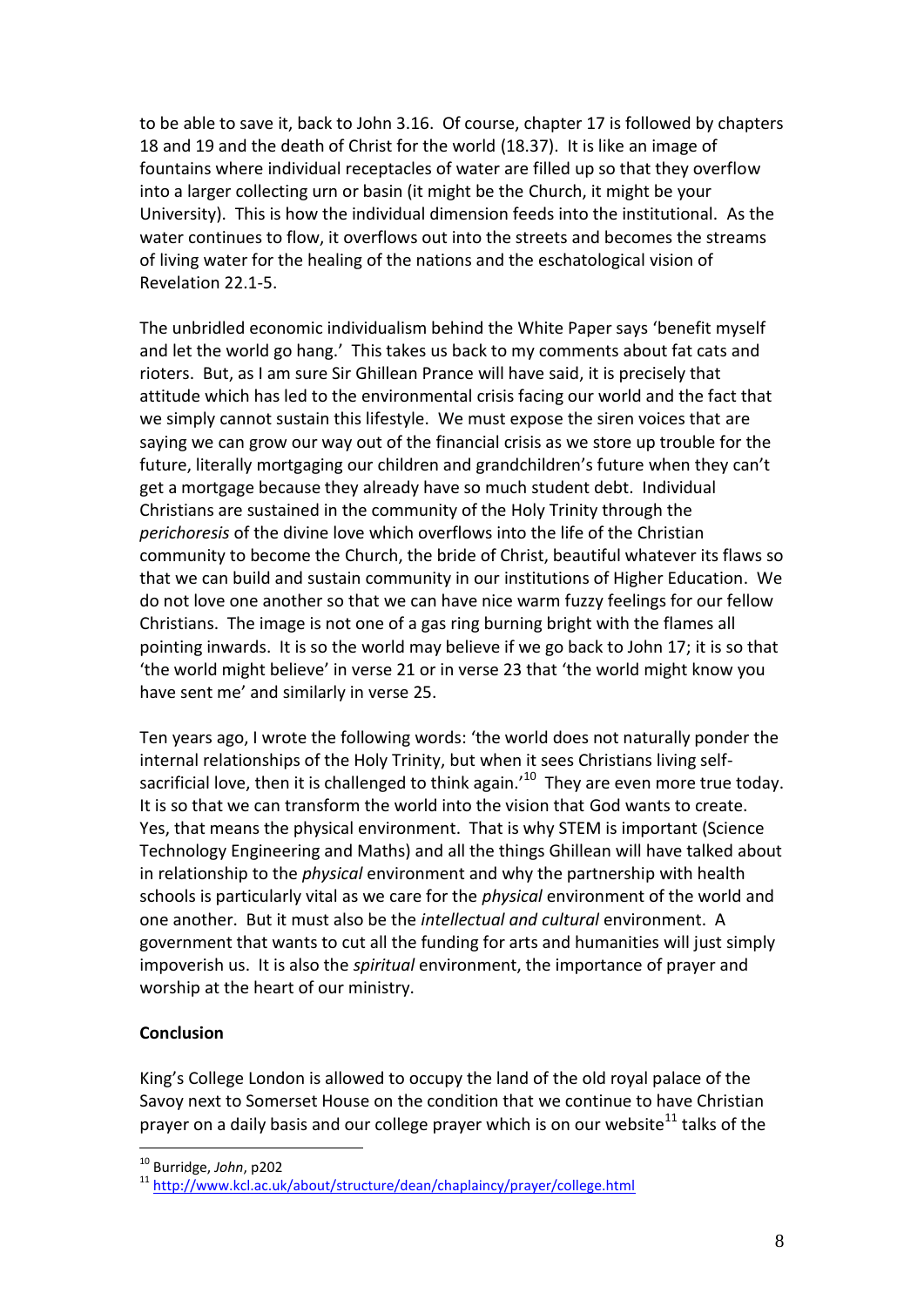to be able to save it, back to John 3.16. Of course, chapter 17 is followed by chapters 18 and 19 and the death of Christ for the world (18.37). It is like an image of fountains where individual receptacles of water are filled up so that they overflow into a larger collecting urn or basin (it might be the Church, it might be your University). This is how the individual dimension feeds into the institutional. As the water continues to flow, it overflows out into the streets and becomes the streams of living water for the healing of the nations and the eschatological vision of Revelation 22.1-5.

The unbridled economic individualism behind the White Paper says 'benefit myself and let the world go hang.' This takes us back to my comments about fat cats and rioters. But, as I am sure Sir Ghillean Prance will have said, it is precisely that attitude which has led to the environmental crisis facing our world and the fact that we simply cannot sustain this lifestyle. We must expose the siren voices that are saying we can grow our way out of the financial crisis as we store up trouble for the future, literally mortgaging our children and grandchildren's future when they can't get a mortgage because they already have so much student debt. Individual Christians are sustained in the community of the Holy Trinity through the *perichoresis* of the divine love which overflows into the life of the Christian community to become the Church, the bride of Christ, beautiful whatever its flaws so that we can build and sustain community in our institutions of Higher Education. We do not love one another so that we can have nice warm fuzzy feelings for our fellow Christians. The image is not one of a gas ring burning bright with the flames all pointing inwards. It is so the world may believe if we go back to John 17; it is so that 'the world might believe' in verse 21 or in verse 23 that 'the world might know you have sent me' and similarly in verse 25.

Ten years ago, I wrote the following words: 'the world does not naturally ponder the internal relationships of the Holy Trinity, but when it sees Christians living self-sacrificial love, then it is challenged to think again.'[10] They are even more true today. It is so that we can transform the world into the vision that God wants to create. Yes, that means the physical environment. That is why STEM is important (Science Technology Engineering and Maths) and all the things Ghillean will have talked about in relationship to the *physical* environment and why the partnership with health schools is particularly vital as we care for the *physical* environment of the world and one another. But it must also be the *intellectual and cultural* environment. A government that wants to cut all the funding for arts and humanities will just simply impoverish us. It is also the *spiritual* environment, the importance of prayer and worship at the heart of our ministry.

**Conclusion**

King's College London is allowed to occupy the land of the old royal palace of the Savoy next to Somerset House on the condition that we continue to have Christian prayer on a daily basis and our college prayer which is on our website[11] talks of the

---

[10] Burridge, *John*, p202

[11] http://www.kcl.ac.uk/about/structure/dean/chaplaincy/prayer/college.html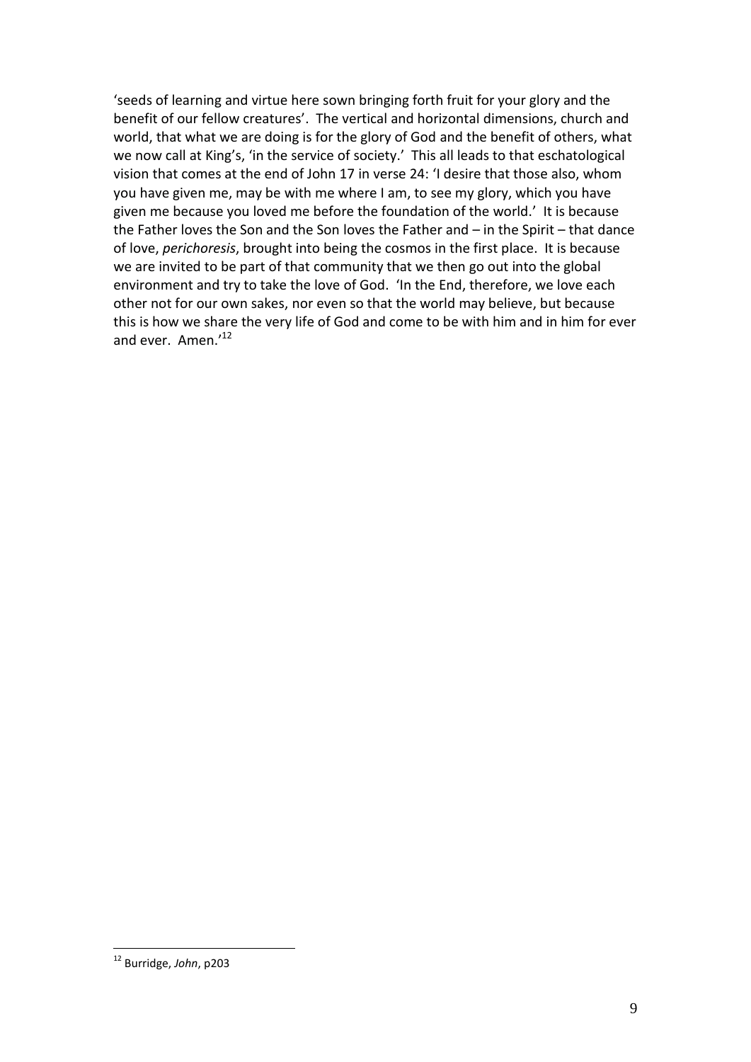'seeds of learning and virtue here sown bringing forth fruit for your glory and the benefit of our fellow creatures'. The vertical and horizontal dimensions, church and world, that what we are doing is for the glory of God and the benefit of others, what we now call at King's, 'in the service of society.' This all leads to that eschatological vision that comes at the end of John 17 in verse 24: 'I desire that those also, whom you have given me, may be with me where I am, to see my glory, which you have given me because you loved me before the foundation of the world.' It is because the Father loves the Son and the Son loves the Father and – in the Spirit – that dance of love, *perichoresis*, brought into being the cosmos in the first place. It is because we are invited to be part of that community that we then go out into the global environment and try to take the love of God. 'In the End, therefore, we love each other not for our own sakes, nor even so that the world may believe, but because this is how we share the very life of God and come to be with him and in him for ever and ever. Amen.'[12]

---

[12] Burridge, *John*, p203